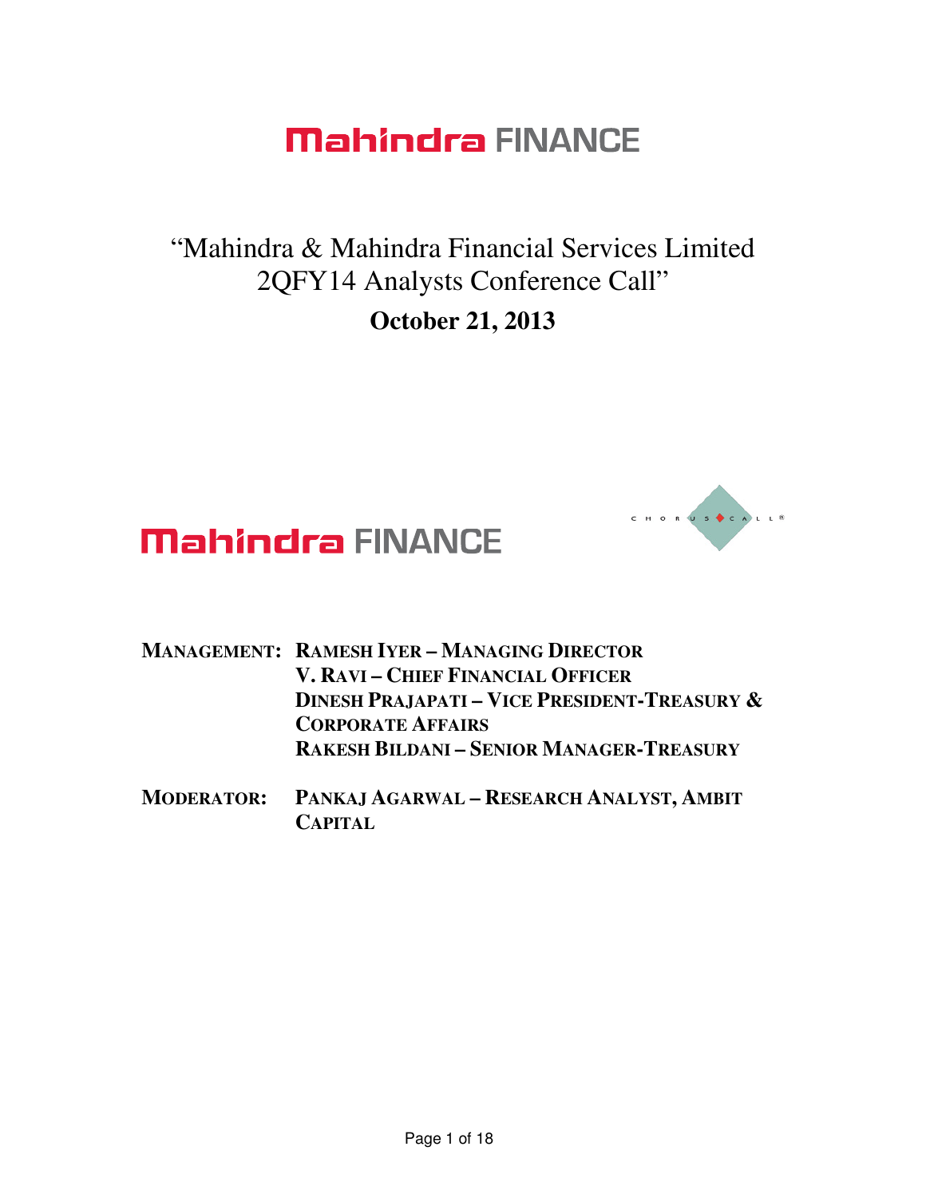# Mahindra FINANCE

## "Mahindra & Mahindra Financial Services Limited 2QFY14 Analysts Conference Call"

**October 21, 2013**

Mahindra FINANCE

CHORUS CALL®

**MANAGEMENT:** **RAMESH IYER – MANAGING DIRECTOR**
**V. RAVI – CHIEF FINANCIAL OFFICER**
**DINESH PRAJAPATI – VICE PRESIDENT-TREASURY & CORPORATE AFFAIRS**
**RAKESH BILDANI – SENIOR MANAGER-TREASURY**

**MODERATOR:** **PANKAJ AGARWAL – RESEARCH ANALYST, AMBIT CAPITAL**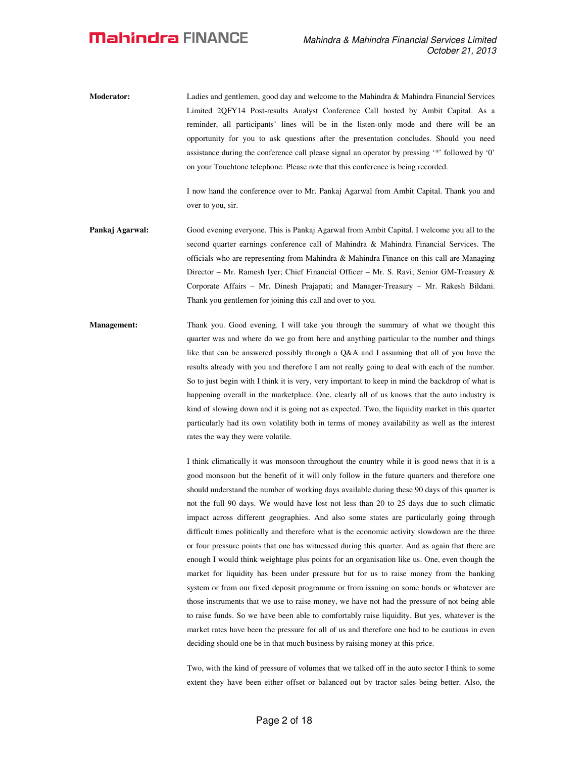**Moderator:** Ladies and gentlemen, good day and welcome to the Mahindra & Mahindra Financial Services Limited 2QFY14 Post-results Analyst Conference Call hosted by Ambit Capital. As a reminder, all participants' lines will be in the listen-only mode and there will be an opportunity for you to ask questions after the presentation concludes. Should you need assistance during the conference call please signal an operator by pressing '*' followed by '0' on your Touchtone telephone. Please note that this conference is being recorded.

I now hand the conference over to Mr. Pankaj Agarwal from Ambit Capital. Thank you and over to you, sir.

**Pankaj Agarwal:** Good evening everyone. This is Pankaj Agarwal from Ambit Capital. I welcome you all to the second quarter earnings conference call of Mahindra & Mahindra Financial Services. The officials who are representing from Mahindra & Mahindra Finance on this call are Managing Director – Mr. Ramesh Iyer; Chief Financial Officer – Mr. S. Ravi; Senior GM-Treasury & Corporate Affairs – Mr. Dinesh Prajapati; and Manager-Treasury – Mr. Rakesh Bildani. Thank you gentlemen for joining this call and over to you.

**Management:** Thank you. Good evening. I will take you through the summary of what we thought this quarter was and where do we go from here and anything particular to the number and things like that can be answered possibly through a Q&A and I assuming that all of you have the results already with you and therefore I am not really going to deal with each of the number. So to just begin with I think it is very, very important to keep in mind the backdrop of what is happening overall in the marketplace. One, clearly all of us knows that the auto industry is kind of slowing down and it is going not as expected. Two, the liquidity market in this quarter particularly had its own volatility both in terms of money availability as well as the interest rates the way they were volatile.

I think climatically it was monsoon throughout the country while it is good news that it is a good monsoon but the benefit of it will only follow in the future quarters and therefore one should understand the number of working days available during these 90 days of this quarter is not the full 90 days. We would have lost not less than 20 to 25 days due to such climatic impact across different geographies. And also some states are particularly going through difficult times politically and therefore what is the economic activity slowdown are the three or four pressure points that one has witnessed during this quarter. And as again that there are enough I would think weightage plus points for an organisation like us. One, even though the market for liquidity has been under pressure but for us to raise money from the banking system or from our fixed deposit programme or from issuing on some bonds or whatever are those instruments that we use to raise money, we have not had the pressure of not being able to raise funds. So we have been able to comfortably raise liquidity. But yes, whatever is the market rates have been the pressure for all of us and therefore one had to be cautious in even deciding should one be in that much business by raising money at this price.

Two, with the kind of pressure of volumes that we talked off in the auto sector I think to some extent they have been either offset or balanced out by tractor sales being better. Also, the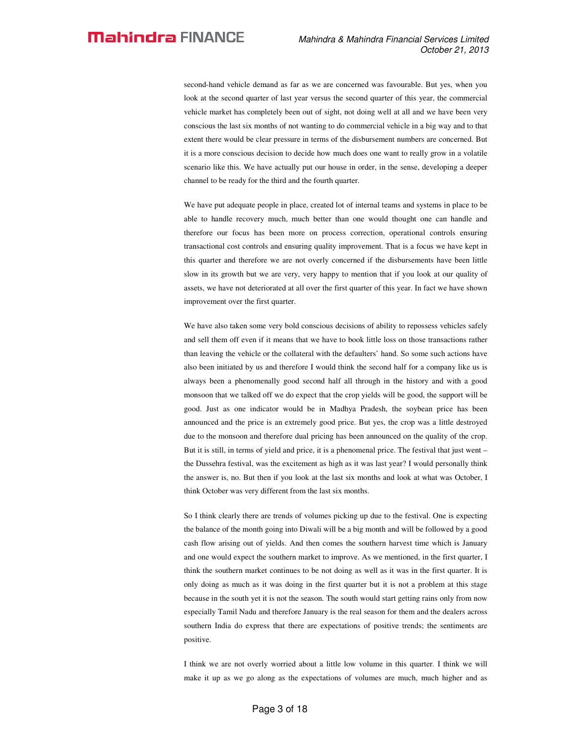second-hand vehicle demand as far as we are concerned was favourable. But yes, when you look at the second quarter of last year versus the second quarter of this year, the commercial vehicle market has completely been out of sight, not doing well at all and we have been very conscious the last six months of not wanting to do commercial vehicle in a big way and to that extent there would be clear pressure in terms of the disbursement numbers are concerned. But it is a more conscious decision to decide how much does one want to really grow in a volatile scenario like this. We have actually put our house in order, in the sense, developing a deeper channel to be ready for the third and the fourth quarter.

We have put adequate people in place, created lot of internal teams and systems in place to be able to handle recovery much, much better than one would thought one can handle and therefore our focus has been more on process correction, operational controls ensuring transactional cost controls and ensuring quality improvement. That is a focus we have kept in this quarter and therefore we are not overly concerned if the disbursements have been little slow in its growth but we are very, very happy to mention that if you look at our quality of assets, we have not deteriorated at all over the first quarter of this year. In fact we have shown improvement over the first quarter.

We have also taken some very bold conscious decisions of ability to repossess vehicles safely and sell them off even if it means that we have to book little loss on those transactions rather than leaving the vehicle or the collateral with the defaulters' hand. So some such actions have also been initiated by us and therefore I would think the second half for a company like us is always been a phenomenally good second half all through in the history and with a good monsoon that we talked off we do expect that the crop yields will be good, the support will be good. Just as one indicator would be in Madhya Pradesh, the soybean price has been announced and the price is an extremely good price. But yes, the crop was a little destroyed due to the monsoon and therefore dual pricing has been announced on the quality of the crop. But it is still, in terms of yield and price, it is a phenomenal price. The festival that just went – the Dussehra festival, was the excitement as high as it was last year? I would personally think the answer is, no. But then if you look at the last six months and look at what was October, I think October was very different from the last six months.

So I think clearly there are trends of volumes picking up due to the festival. One is expecting the balance of the month going into Diwali will be a big month and will be followed by a good cash flow arising out of yields. And then comes the southern harvest time which is January and one would expect the southern market to improve. As we mentioned, in the first quarter, I think the southern market continues to be not doing as well as it was in the first quarter. It is only doing as much as it was doing in the first quarter but it is not a problem at this stage because in the south yet it is not the season. The south would start getting rains only from now especially Tamil Nadu and therefore January is the real season for them and the dealers across southern India do express that there are expectations of positive trends; the sentiments are positive.

I think we are not overly worried about a little low volume in this quarter. I think we will make it up as we go along as the expectations of volumes are much, much higher and as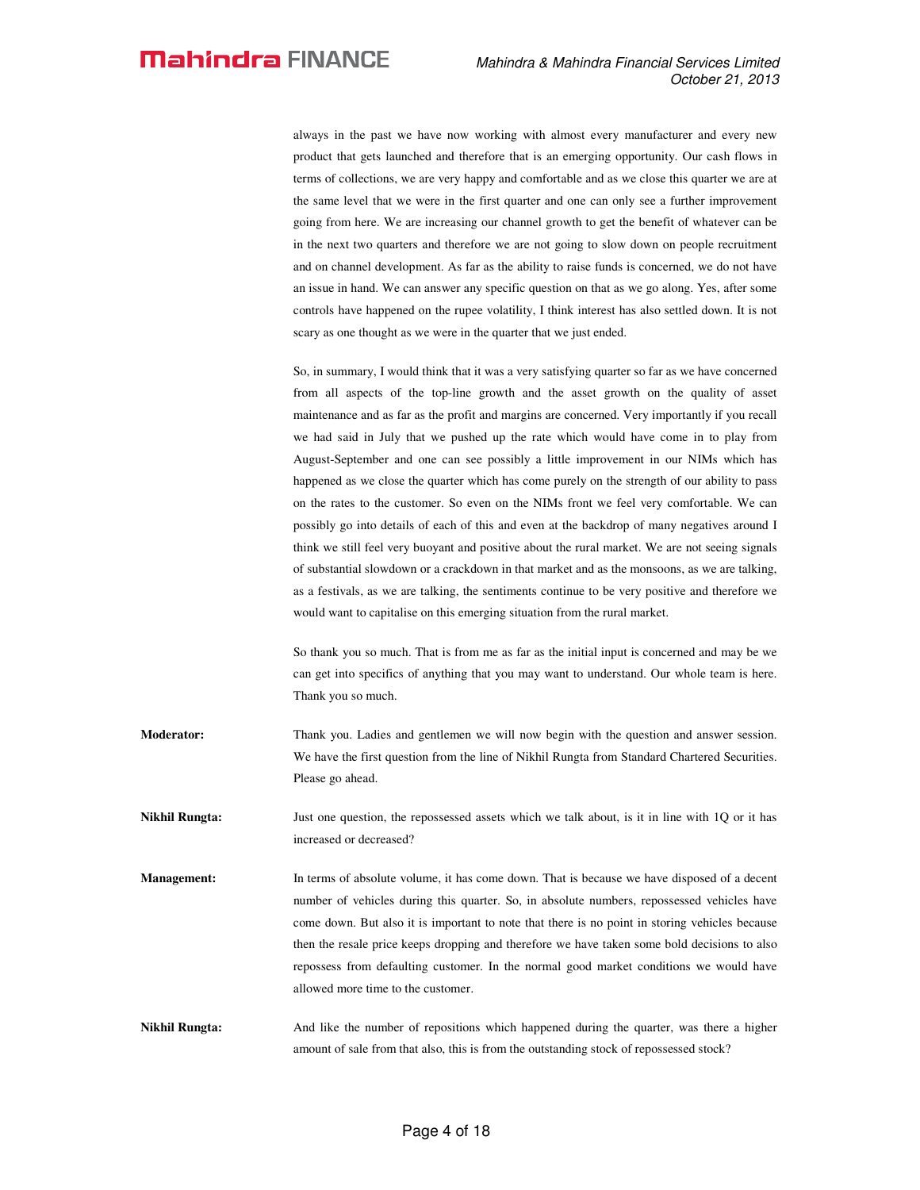always in the past we have now working with almost every manufacturer and every new product that gets launched and therefore that is an emerging opportunity. Our cash flows in terms of collections, we are very happy and comfortable and as we close this quarter we are at the same level that we were in the first quarter and one can only see a further improvement going from here. We are increasing our channel growth to get the benefit of whatever can be in the next two quarters and therefore we are not going to slow down on people recruitment and on channel development. As far as the ability to raise funds is concerned, we do not have an issue in hand. We can answer any specific question on that as we go along. Yes, after some controls have happened on the rupee volatility, I think interest has also settled down. It is not scary as one thought as we were in the quarter that we just ended.

So, in summary, I would think that it was a very satisfying quarter so far as we have concerned from all aspects of the top-line growth and the asset growth on the quality of asset maintenance and as far as the profit and margins are concerned. Very importantly if you recall we had said in July that we pushed up the rate which would have come in to play from August-September and one can see possibly a little improvement in our NIMs which has happened as we close the quarter which has come purely on the strength of our ability to pass on the rates to the customer. So even on the NIMs front we feel very comfortable. We can possibly go into details of each of this and even at the backdrop of many negatives around I think we still feel very buoyant and positive about the rural market. We are not seeing signals of substantial slowdown or a crackdown in that market and as the monsoons, as we are talking, as a festivals, as we are talking, the sentiments continue to be very positive and therefore we would want to capitalise on this emerging situation from the rural market.

So thank you so much. That is from me as far as the initial input is concerned and may be we can get into specifics of anything that you may want to understand. Our whole team is here. Thank you so much.

**Moderator:** Thank you. Ladies and gentlemen we will now begin with the question and answer session. We have the first question from the line of Nikhil Rungta from Standard Chartered Securities. Please go ahead.

**Nikhil Rungta:** Just one question, the repossessed assets which we talk about, is it in line with 1Q or it has increased or decreased?

**Management:** In terms of absolute volume, it has come down. That is because we have disposed of a decent number of vehicles during this quarter. So, in absolute numbers, repossessed vehicles have come down. But also it is important to note that there is no point in storing vehicles because then the resale price keeps dropping and therefore we have taken some bold decisions to also repossess from defaulting customer. In the normal good market conditions we would have allowed more time to the customer.

**Nikhil Rungta:** And like the number of repositions which happened during the quarter, was there a higher amount of sale from that also, this is from the outstanding stock of repossessed stock?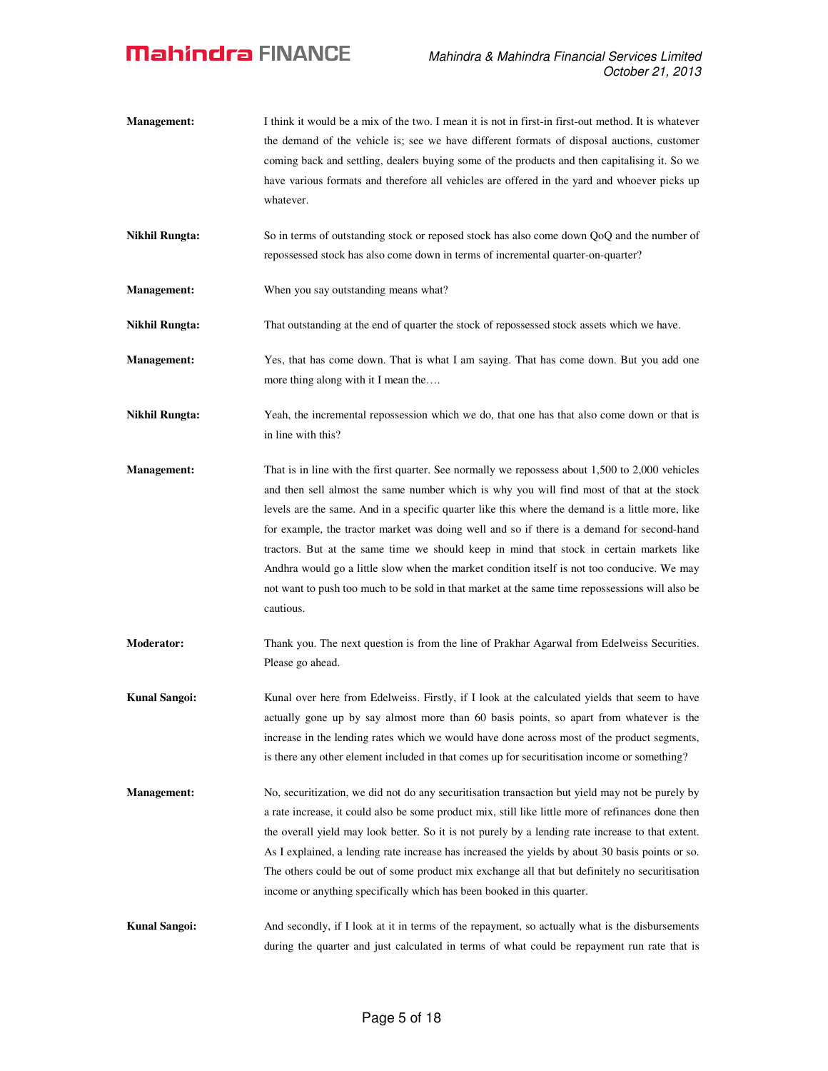**Management:** I think it would be a mix of the two. I mean it is not in first-in first-out method. It is whatever the demand of the vehicle is; see we have different formats of disposal auctions, customer coming back and settling, dealers buying some of the products and then capitalising it. So we have various formats and therefore all vehicles are offered in the yard and whoever picks up whatever.

**Nikhil Rungta:** So in terms of outstanding stock or reposed stock has also come down QoQ and the number of repossessed stock has also come down in terms of incremental quarter-on-quarter?

**Management:** When you say outstanding means what?

**Nikhil Rungta:** That outstanding at the end of quarter the stock of repossessed stock assets which we have.

**Management:** Yes, that has come down. That is what I am saying. That has come down. But you add one more thing along with it I mean the….

**Nikhil Rungta:** Yeah, the incremental repossession which we do, that one has that also come down or that is in line with this?

**Management:** That is in line with the first quarter. See normally we repossess about 1,500 to 2,000 vehicles and then sell almost the same number which is why you will find most of that at the stock levels are the same. And in a specific quarter like this where the demand is a little more, like for example, the tractor market was doing well and so if there is a demand for second-hand tractors. But at the same time we should keep in mind that stock in certain markets like Andhra would go a little slow when the market condition itself is not too conducive. We may not want to push too much to be sold in that market at the same time repossessions will also be cautious.

**Moderator:** Thank you. The next question is from the line of Prakhar Agarwal from Edelweiss Securities. Please go ahead.

**Kunal Sangoi:** Kunal over here from Edelweiss. Firstly, if I look at the calculated yields that seem to have actually gone up by say almost more than 60 basis points, so apart from whatever is the increase in the lending rates which we would have done across most of the product segments, is there any other element included in that comes up for securitisation income or something?

**Management:** No, securitization, we did not do any securitisation transaction but yield may not be purely by a rate increase, it could also be some product mix, still like little more of refinances done then the overall yield may look better. So it is not purely by a lending rate increase to that extent. As I explained, a lending rate increase has increased the yields by about 30 basis points or so. The others could be out of some product mix exchange all that but definitely no securitisation income or anything specifically which has been booked in this quarter.

**Kunal Sangoi:** And secondly, if I look at it in terms of the repayment, so actually what is the disbursements during the quarter and just calculated in terms of what could be repayment run rate that is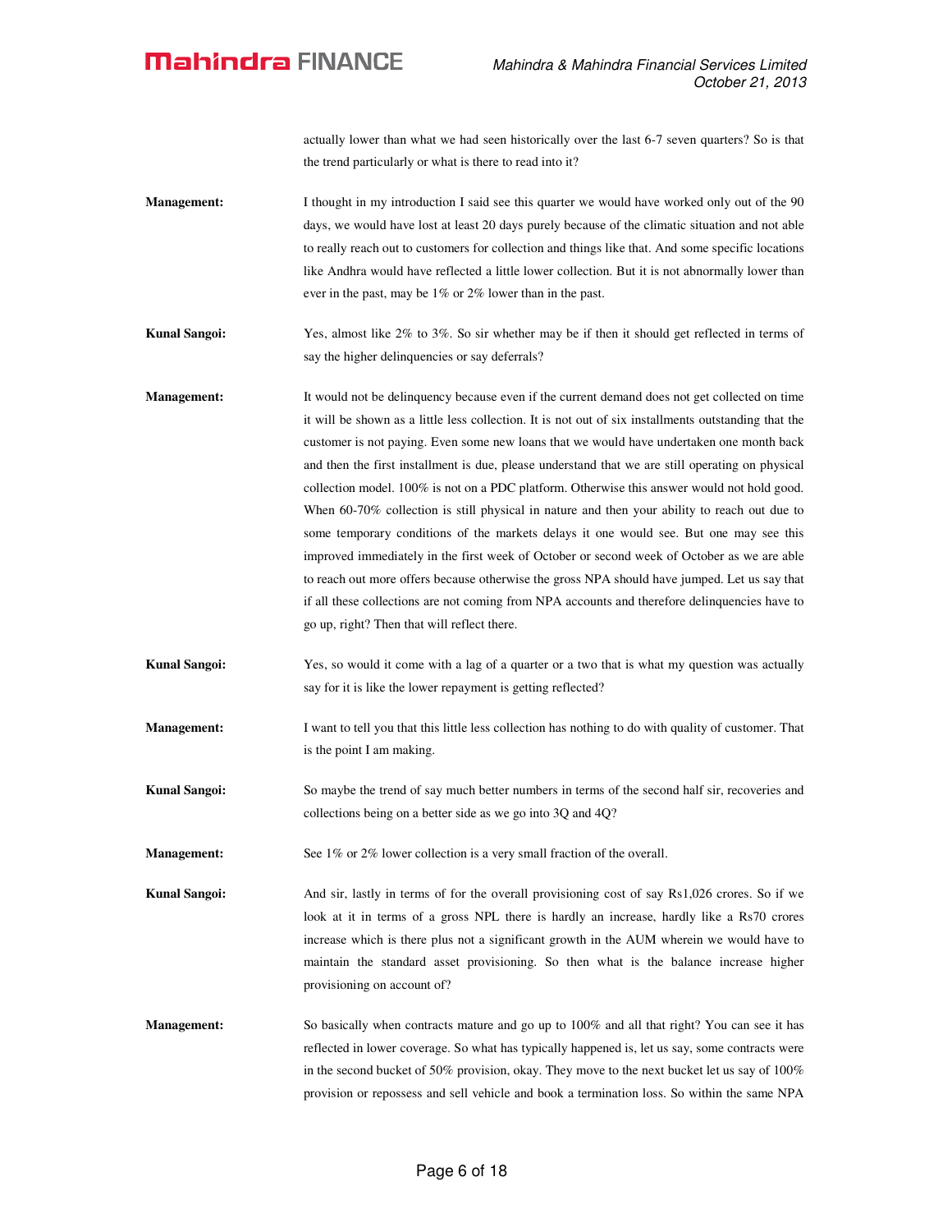actually lower than what we had seen historically over the last 6-7 seven quarters? So is that the trend particularly or what is there to read into it?

**Management:** I thought in my introduction I said see this quarter we would have worked only out of the 90 days, we would have lost at least 20 days purely because of the climatic situation and not able to really reach out to customers for collection and things like that. And some specific locations like Andhra would have reflected a little lower collection. But it is not abnormally lower than ever in the past, may be 1% or 2% lower than in the past.

**Kunal Sangoi:** Yes, almost like 2% to 3%. So sir whether may be if then it should get reflected in terms of say the higher delinquencies or say deferrals?

**Management:** It would not be delinquency because even if the current demand does not get collected on time it will be shown as a little less collection. It is not out of six installments outstanding that the customer is not paying. Even some new loans that we would have undertaken one month back and then the first installment is due, please understand that we are still operating on physical collection model. 100% is not on a PDC platform. Otherwise this answer would not hold good. When 60-70% collection is still physical in nature and then your ability to reach out due to some temporary conditions of the markets delays it one would see. But one may see this improved immediately in the first week of October or second week of October as we are able to reach out more offers because otherwise the gross NPA should have jumped. Let us say that if all these collections are not coming from NPA accounts and therefore delinquencies have to go up, right? Then that will reflect there.

**Kunal Sangoi:** Yes, so would it come with a lag of a quarter or a two that is what my question was actually say for it is like the lower repayment is getting reflected?

**Management:** I want to tell you that this little less collection has nothing to do with quality of customer. That is the point I am making.

**Kunal Sangoi:** So maybe the trend of say much better numbers in terms of the second half sir, recoveries and collections being on a better side as we go into 3Q and 4Q?

**Management:** See 1% or 2% lower collection is a very small fraction of the overall.

**Kunal Sangoi:** And sir, lastly in terms of for the overall provisioning cost of say Rs1,026 crores. So if we look at it in terms of a gross NPL there is hardly an increase, hardly like a Rs70 crores increase which is there plus not a significant growth in the AUM wherein we would have to maintain the standard asset provisioning. So then what is the balance increase higher provisioning on account of?

**Management:** So basically when contracts mature and go up to 100% and all that right? You can see it has reflected in lower coverage. So what has typically happened is, let us say, some contracts were in the second bucket of 50% provision, okay. They move to the next bucket let us say of 100% provision or repossess and sell vehicle and book a termination loss. So within the same NPA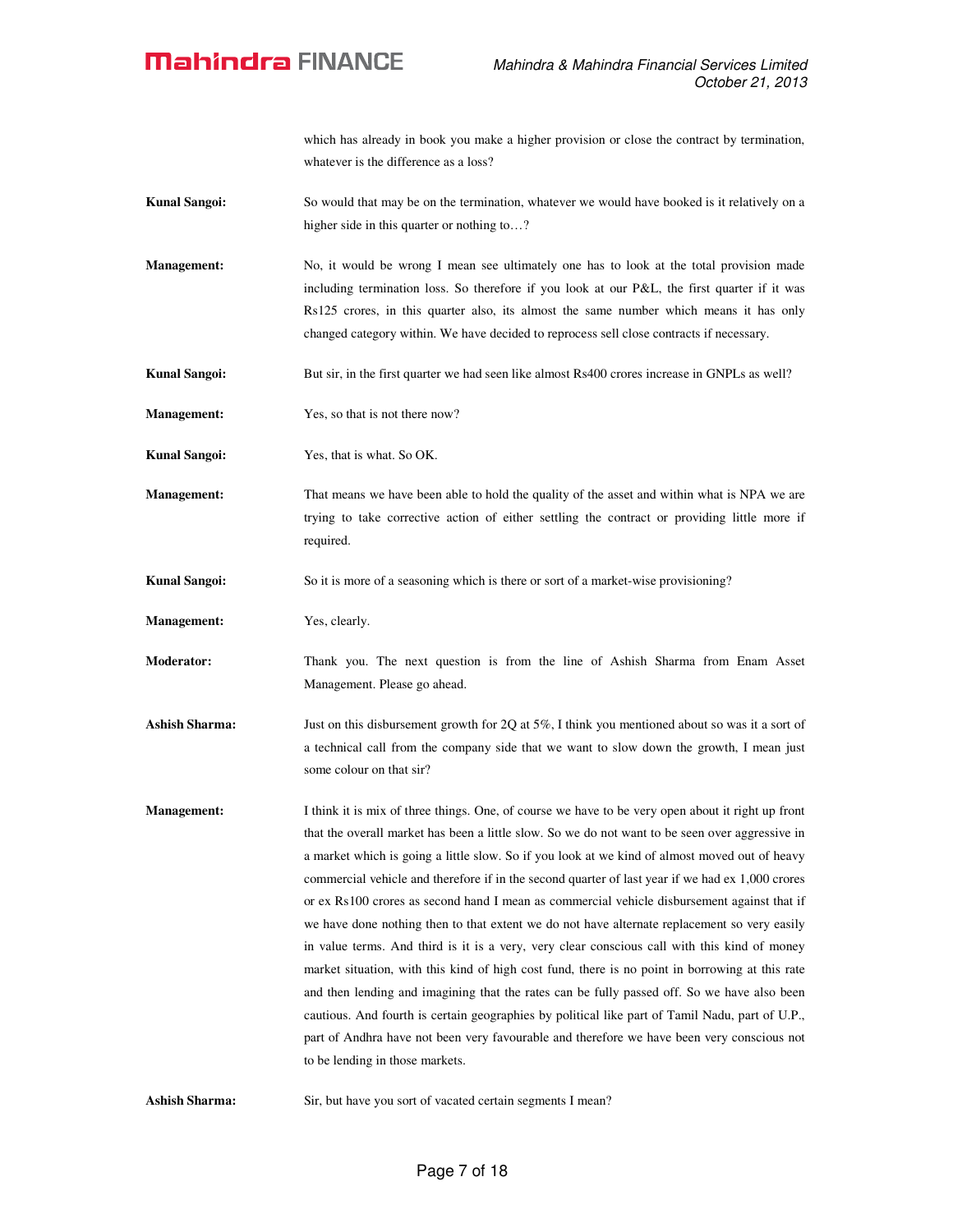which has already in book you make a higher provision or close the contract by termination, whatever is the difference as a loss?

**Kunal Sangoi:** So would that may be on the termination, whatever we would have booked is it relatively on a higher side in this quarter or nothing to…?

**Management:** No, it would be wrong I mean see ultimately one has to look at the total provision made including termination loss. So therefore if you look at our P&L, the first quarter if it was Rs125 crores, in this quarter also, its almost the same number which means it has only changed category within. We have decided to reprocess sell close contracts if necessary.

**Kunal Sangoi:** But sir, in the first quarter we had seen like almost Rs400 crores increase in GNPLs as well?

**Management:** Yes, so that is not there now?

**Kunal Sangoi:** Yes, that is what. So OK.

**Management:** That means we have been able to hold the quality of the asset and within what is NPA we are trying to take corrective action of either settling the contract or providing little more if required.

**Kunal Sangoi:** So it is more of a seasoning which is there or sort of a market-wise provisioning?

**Management:** Yes, clearly.

**Moderator:** Thank you. The next question is from the line of Ashish Sharma from Enam Asset Management. Please go ahead.

**Ashish Sharma:** Just on this disbursement growth for 2Q at 5%, I think you mentioned about so was it a sort of a technical call from the company side that we want to slow down the growth, I mean just some colour on that sir?

**Management:** I think it is mix of three things. One, of course we have to be very open about it right up front that the overall market has been a little slow. So we do not want to be seen over aggressive in a market which is going a little slow. So if you look at we kind of almost moved out of heavy commercial vehicle and therefore if in the second quarter of last year if we had ex 1,000 crores or ex Rs100 crores as second hand I mean as commercial vehicle disbursement against that if we have done nothing then to that extent we do not have alternate replacement so very easily in value terms. And third is it is a very, very clear conscious call with this kind of money market situation, with this kind of high cost fund, there is no point in borrowing at this rate and then lending and imagining that the rates can be fully passed off. So we have also been cautious. And fourth is certain geographies by political like part of Tamil Nadu, part of U.P., part of Andhra have not been very favourable and therefore we have been very conscious not to be lending in those markets.

**Ashish Sharma:** Sir, but have you sort of vacated certain segments I mean?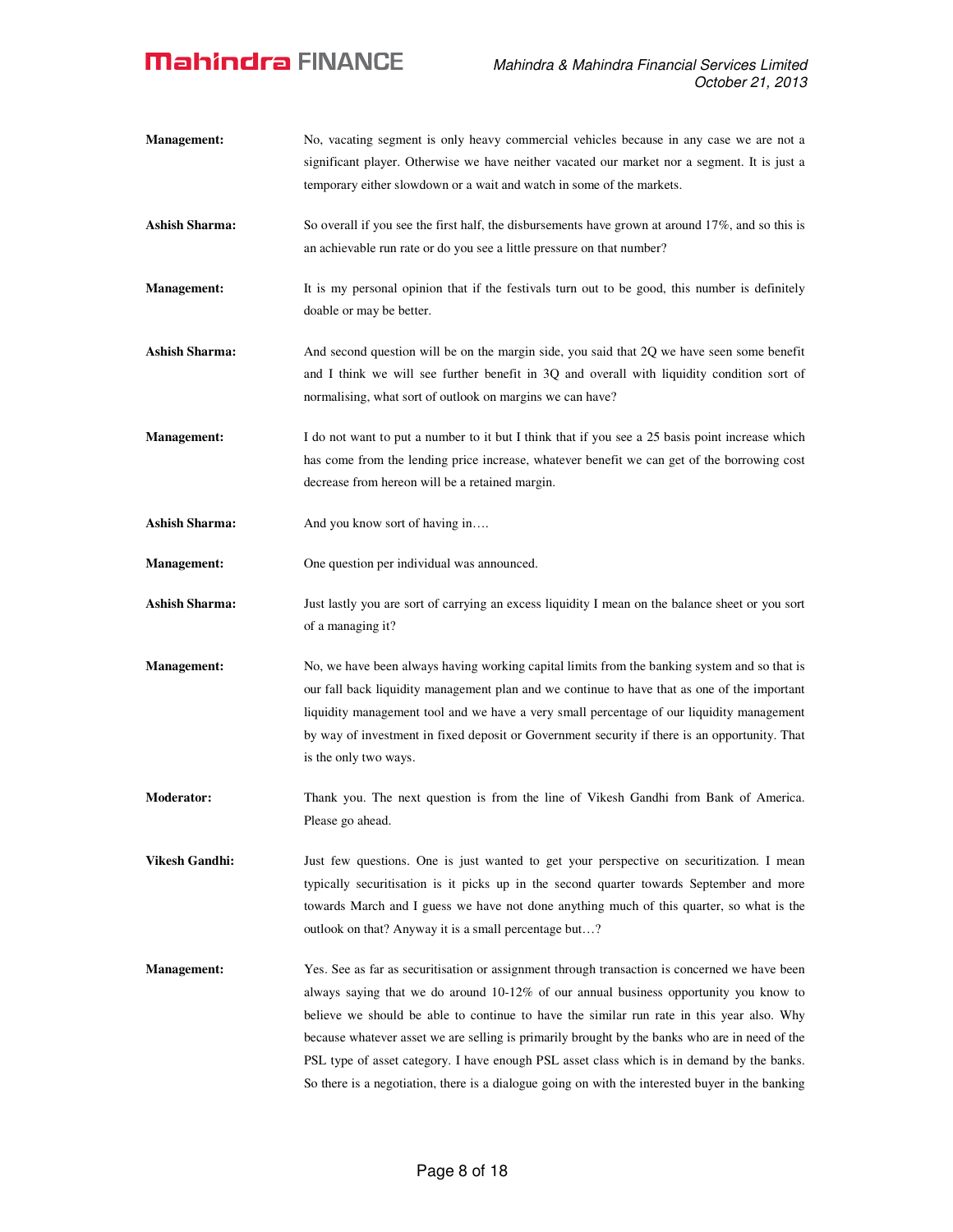**Management:** No, vacating segment is only heavy commercial vehicles because in any case we are not a significant player. Otherwise we have neither vacated our market nor a segment. It is just a temporary either slowdown or a wait and watch in some of the markets.

**Ashish Sharma:** So overall if you see the first half, the disbursements have grown at around 17%, and so this is an achievable run rate or do you see a little pressure on that number?

**Management:** It is my personal opinion that if the festivals turn out to be good, this number is definitely doable or may be better.

**Ashish Sharma:** And second question will be on the margin side, you said that 2Q we have seen some benefit and I think we will see further benefit in 3Q and overall with liquidity condition sort of normalising, what sort of outlook on margins we can have?

**Management:** I do not want to put a number to it but I think that if you see a 25 basis point increase which has come from the lending price increase, whatever benefit we can get of the borrowing cost decrease from hereon will be a retained margin.

**Ashish Sharma:** And you know sort of having in….

**Management:** One question per individual was announced.

**Ashish Sharma:** Just lastly you are sort of carrying an excess liquidity I mean on the balance sheet or you sort of a managing it?

**Management:** No, we have been always having working capital limits from the banking system and so that is our fall back liquidity management plan and we continue to have that as one of the important liquidity management tool and we have a very small percentage of our liquidity management by way of investment in fixed deposit or Government security if there is an opportunity. That is the only two ways.

**Moderator:** Thank you. The next question is from the line of Vikesh Gandhi from Bank of America. Please go ahead.

**Vikesh Gandhi:** Just few questions. One is just wanted to get your perspective on securitization. I mean typically securitisation is it picks up in the second quarter towards September and more towards March and I guess we have not done anything much of this quarter, so what is the outlook on that? Anyway it is a small percentage but…?

**Management:** Yes. See as far as securitisation or assignment through transaction is concerned we have been always saying that we do around 10-12% of our annual business opportunity you know to believe we should be able to continue to have the similar run rate in this year also. Why because whatever asset we are selling is primarily brought by the banks who are in need of the PSL type of asset category. I have enough PSL asset class which is in demand by the banks. So there is a negotiation, there is a dialogue going on with the interested buyer in the banking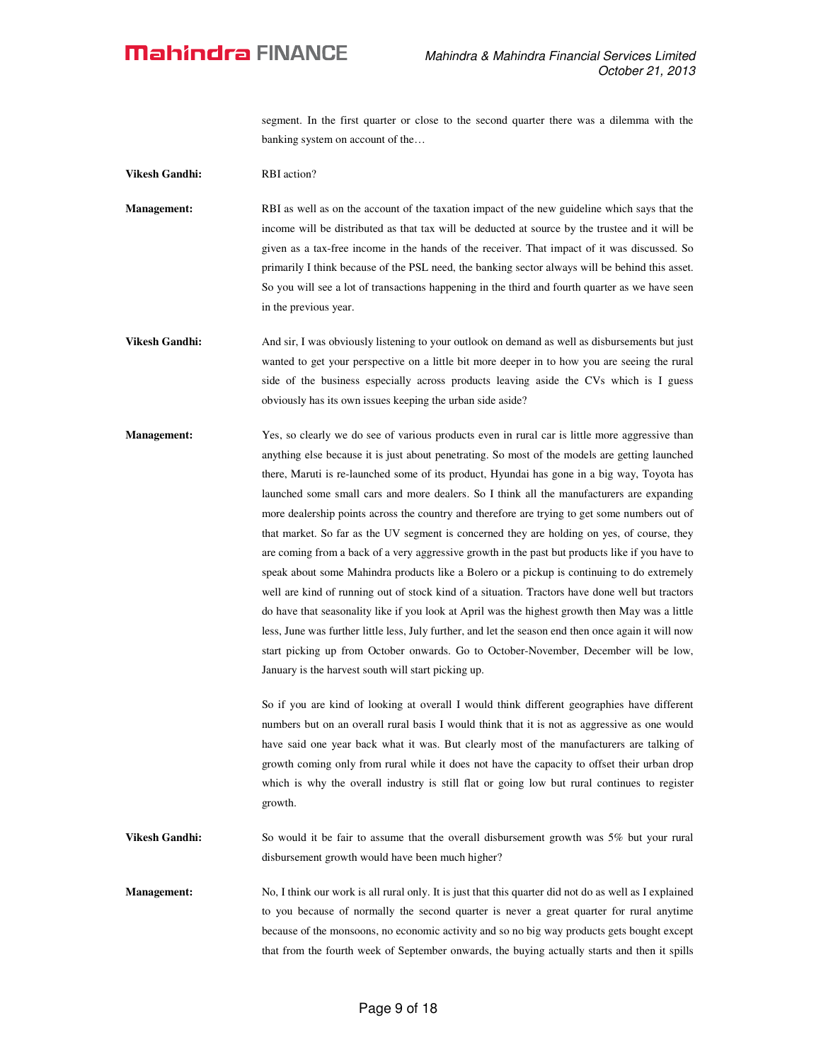segment. In the first quarter or close to the second quarter there was a dilemma with the banking system on account of the…

**Vikesh Gandhi:** RBI action?

**Management:** RBI as well as on the account of the taxation impact of the new guideline which says that the income will be distributed as that tax will be deducted at source by the trustee and it will be given as a tax-free income in the hands of the receiver. That impact of it was discussed. So primarily I think because of the PSL need, the banking sector always will be behind this asset. So you will see a lot of transactions happening in the third and fourth quarter as we have seen in the previous year.

**Vikesh Gandhi:** And sir, I was obviously listening to your outlook on demand as well as disbursements but just wanted to get your perspective on a little bit more deeper in to how you are seeing the rural side of the business especially across products leaving aside the CVs which is I guess obviously has its own issues keeping the urban side aside?

**Management:** Yes, so clearly we do see of various products even in rural car is little more aggressive than anything else because it is just about penetrating. So most of the models are getting launched there, Maruti is re-launched some of its product, Hyundai has gone in a big way, Toyota has launched some small cars and more dealers. So I think all the manufacturers are expanding more dealership points across the country and therefore are trying to get some numbers out of that market. So far as the UV segment is concerned they are holding on yes, of course, they are coming from a back of a very aggressive growth in the past but products like if you have to speak about some Mahindra products like a Bolero or a pickup is continuing to do extremely well are kind of running out of stock kind of a situation. Tractors have done well but tractors do have that seasonality like if you look at April was the highest growth then May was a little less, June was further little less, July further, and let the season end then once again it will now start picking up from October onwards. Go to October-November, December will be low, January is the harvest south will start picking up.

So if you are kind of looking at overall I would think different geographies have different numbers but on an overall rural basis I would think that it is not as aggressive as one would have said one year back what it was. But clearly most of the manufacturers are talking of growth coming only from rural while it does not have the capacity to offset their urban drop which is why the overall industry is still flat or going low but rural continues to register growth.

**Vikesh Gandhi:** So would it be fair to assume that the overall disbursement growth was 5% but your rural disbursement growth would have been much higher?

**Management:** No, I think our work is all rural only. It is just that this quarter did not do as well as I explained to you because of normally the second quarter is never a great quarter for rural anytime because of the monsoons, no economic activity and so no big way products gets bought except that from the fourth week of September onwards, the buying actually starts and then it spills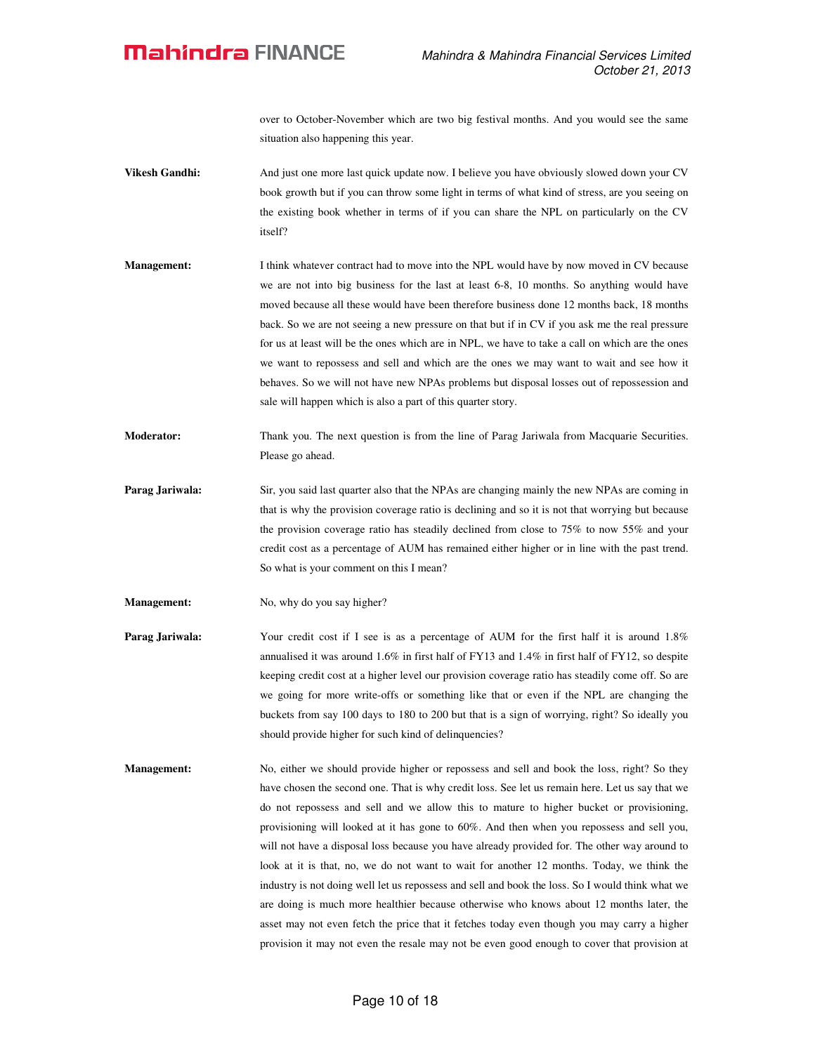over to October-November which are two big festival months. And you would see the same situation also happening this year.

**Vikesh Gandhi:** And just one more last quick update now. I believe you have obviously slowed down your CV book growth but if you can throw some light in terms of what kind of stress, are you seeing on the existing book whether in terms of if you can share the NPL on particularly on the CV itself?

**Management:** I think whatever contract had to move into the NPL would have by now moved in CV because we are not into big business for the last at least 6-8, 10 months. So anything would have moved because all these would have been therefore business done 12 months back, 18 months back. So we are not seeing a new pressure on that but if in CV if you ask me the real pressure for us at least will be the ones which are in NPL, we have to take a call on which are the ones we want to repossess and sell and which are the ones we may want to wait and see how it behaves. So we will not have new NPAs problems but disposal losses out of repossession and sale will happen which is also a part of this quarter story.

**Moderator:** Thank you. The next question is from the line of Parag Jariwala from Macquarie Securities. Please go ahead.

**Parag Jariwala:** Sir, you said last quarter also that the NPAs are changing mainly the new NPAs are coming in that is why the provision coverage ratio is declining and so it is not that worrying but because the provision coverage ratio has steadily declined from close to 75% to now 55% and your credit cost as a percentage of AUM has remained either higher or in line with the past trend. So what is your comment on this I mean?

**Management:** No, why do you say higher?

**Parag Jariwala:** Your credit cost if I see is as a percentage of AUM for the first half it is around 1.8% annualised it was around 1.6% in first half of FY13 and 1.4% in first half of FY12, so despite keeping credit cost at a higher level our provision coverage ratio has steadily come off. So are we going for more write-offs or something like that or even if the NPL are changing the buckets from say 100 days to 180 to 200 but that is a sign of worrying, right? So ideally you should provide higher for such kind of delinquencies?

**Management:** No, either we should provide higher or repossess and sell and book the loss, right? So they have chosen the second one. That is why credit loss. See let us remain here. Let us say that we do not repossess and sell and we allow this to mature to higher bucket or provisioning, provisioning will looked at it has gone to 60%. And then when you repossess and sell you, will not have a disposal loss because you have already provided for. The other way around to look at it is that, no, we do not want to wait for another 12 months. Today, we think the industry is not doing well let us repossess and sell and book the loss. So I would think what we are doing is much more healthier because otherwise who knows about 12 months later, the asset may not even fetch the price that it fetches today even though you may carry a higher provision it may not even the resale may not be even good enough to cover that provision at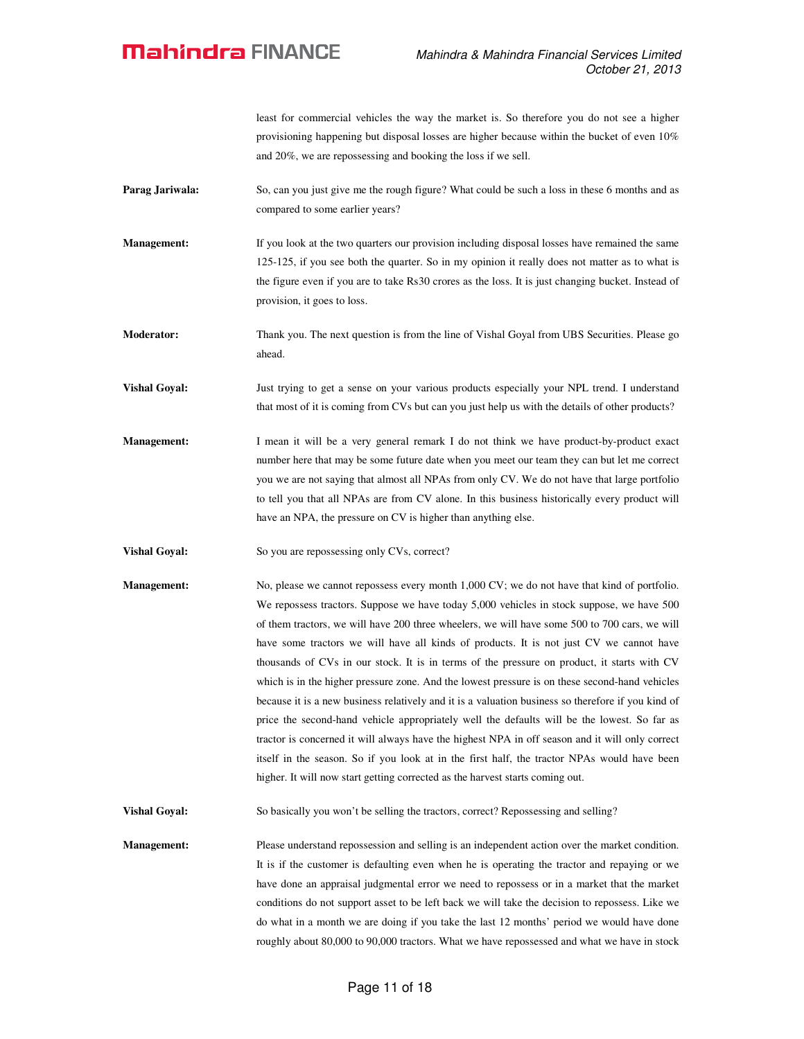least for commercial vehicles the way the market is. So therefore you do not see a higher provisioning happening but disposal losses are higher because within the bucket of even 10% and 20%, we are repossessing and booking the loss if we sell.

**Parag Jariwala:** So, can you just give me the rough figure? What could be such a loss in these 6 months and as compared to some earlier years?

**Management:** If you look at the two quarters our provision including disposal losses have remained the same 125-125, if you see both the quarter. So in my opinion it really does not matter as to what is the figure even if you are to take Rs30 crores as the loss. It is just changing bucket. Instead of provision, it goes to loss.

**Moderator:** Thank you. The next question is from the line of Vishal Goyal from UBS Securities. Please go ahead.

**Vishal Goyal:** Just trying to get a sense on your various products especially your NPL trend. I understand that most of it is coming from CVs but can you just help us with the details of other products?

**Management:** I mean it will be a very general remark I do not think we have product-by-product exact number here that may be some future date when you meet our team they can but let me correct you we are not saying that almost all NPAs from only CV. We do not have that large portfolio to tell you that all NPAs are from CV alone. In this business historically every product will have an NPA, the pressure on CV is higher than anything else.

**Vishal Goyal:** So you are repossessing only CVs, correct?

**Management:** No, please we cannot repossess every month 1,000 CV; we do not have that kind of portfolio. We repossess tractors. Suppose we have today 5,000 vehicles in stock suppose, we have 500 of them tractors, we will have 200 three wheelers, we will have some 500 to 700 cars, we will have some tractors we will have all kinds of products. It is not just CV we cannot have thousands of CVs in our stock. It is in terms of the pressure on product, it starts with CV which is in the higher pressure zone. And the lowest pressure is on these second-hand vehicles because it is a new business relatively and it is a valuation business so therefore if you kind of price the second-hand vehicle appropriately well the defaults will be the lowest. So far as tractor is concerned it will always have the highest NPA in off season and it will only correct itself in the season. So if you look at in the first half, the tractor NPAs would have been higher. It will now start getting corrected as the harvest starts coming out.

**Vishal Goyal:** So basically you won't be selling the tractors, correct? Repossessing and selling?

**Management:** Please understand repossession and selling is an independent action over the market condition. It is if the customer is defaulting even when he is operating the tractor and repaying or we have done an appraisal judgmental error we need to repossess or in a market that the market conditions do not support asset to be left back we will take the decision to repossess. Like we do what in a month we are doing if you take the last 12 months' period we would have done roughly about 80,000 to 90,000 tractors. What we have repossessed and what we have in stock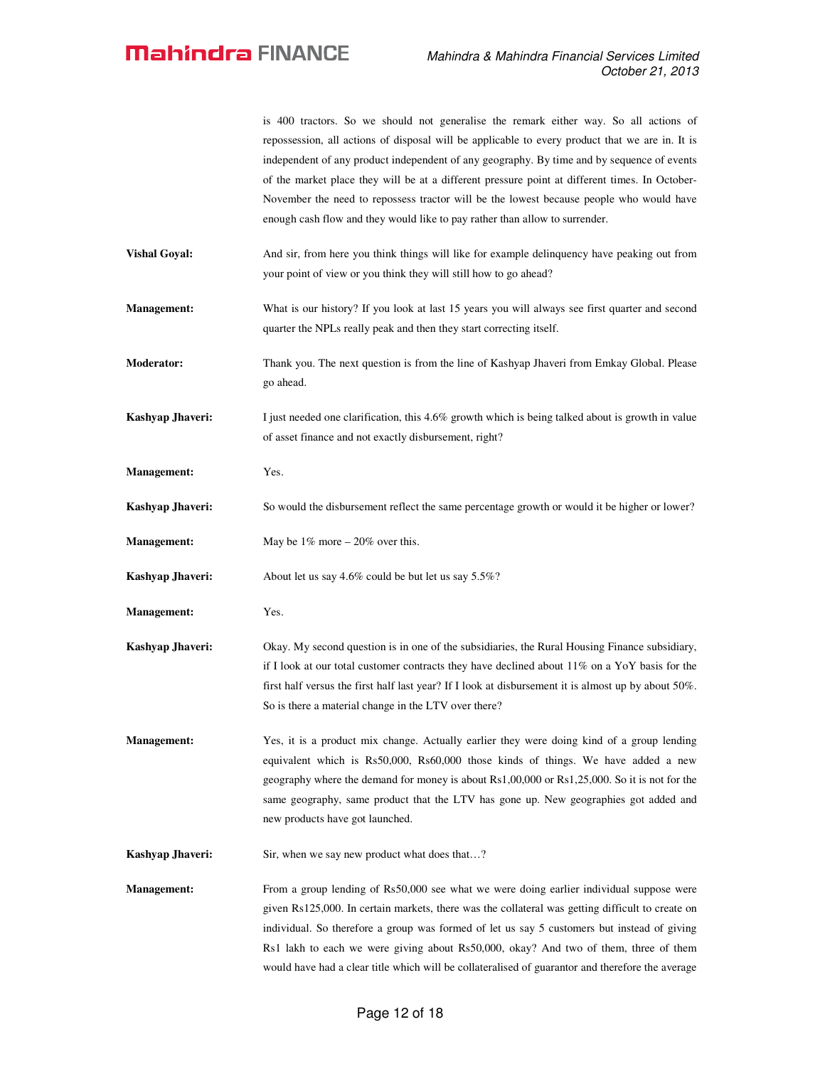is 400 tractors. So we should not generalise the remark either way. So all actions of repossession, all actions of disposal will be applicable to every product that we are in. It is independent of any product independent of any geography. By time and by sequence of events of the market place they will be at a different pressure point at different times. In October-November the need to repossess tractor will be the lowest because people who would have enough cash flow and they would like to pay rather than allow to surrender.

**Vishal Goyal:** And sir, from here you think things will like for example delinquency have peaking out from your point of view or you think they will still how to go ahead?

**Management:** What is our history? If you look at last 15 years you will always see first quarter and second quarter the NPLs really peak and then they start correcting itself.

**Moderator:** Thank you. The next question is from the line of Kashyap Jhaveri from Emkay Global. Please go ahead.

**Kashyap Jhaveri:** I just needed one clarification, this 4.6% growth which is being talked about is growth in value of asset finance and not exactly disbursement, right?

**Management:** Yes.

**Kashyap Jhaveri:** So would the disbursement reflect the same percentage growth or would it be higher or lower?

**Management:** May be 1% more – 20% over this.

**Kashyap Jhaveri:** About let us say 4.6% could be but let us say 5.5%?

**Management:** Yes.

**Kashyap Jhaveri:** Okay. My second question is in one of the subsidiaries, the Rural Housing Finance subsidiary, if I look at our total customer contracts they have declined about 11% on a YoY basis for the first half versus the first half last year? If I look at disbursement it is almost up by about 50%. So is there a material change in the LTV over there?

**Management:** Yes, it is a product mix change. Actually earlier they were doing kind of a group lending equivalent which is Rs50,000, Rs60,000 those kinds of things. We have added a new geography where the demand for money is about Rs1,00,000 or Rs1,25,000. So it is not for the same geography, same product that the LTV has gone up. New geographies got added and new products have got launched.

**Kashyap Jhaveri:** Sir, when we say new product what does that…?

**Management:** From a group lending of Rs50,000 see what we were doing earlier individual suppose were given Rs125,000. In certain markets, there was the collateral was getting difficult to create on individual. So therefore a group was formed of let us say 5 customers but instead of giving Rs1 lakh to each we were giving about Rs50,000, okay? And two of them, three of them would have had a clear title which will be collateralised of guarantor and therefore the average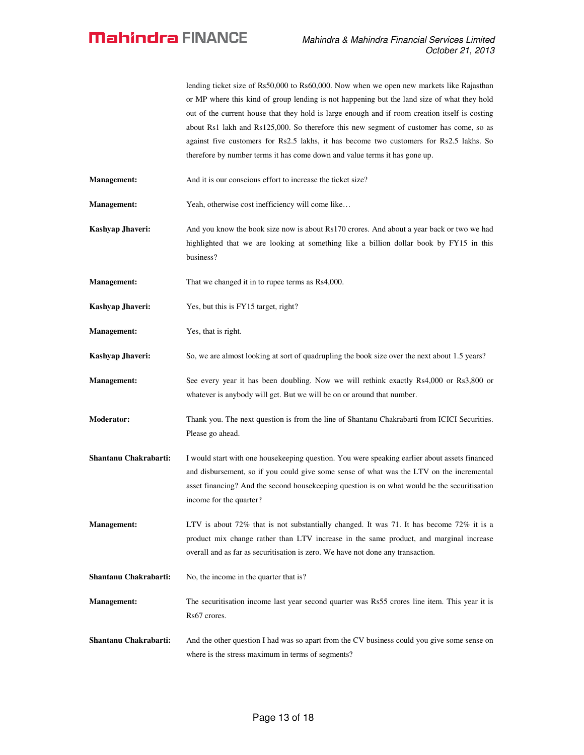lending ticket size of Rs50,000 to Rs60,000. Now when we open new markets like Rajasthan or MP where this kind of group lending is not happening but the land size of what they hold out of the current house that they hold is large enough and if room creation itself is costing about Rs1 lakh and Rs125,000. So therefore this new segment of customer has come, so as against five customers for Rs2.5 lakhs, it has become two customers for Rs2.5 lakhs. So therefore by number terms it has come down and value terms it has gone up.

**Management:** And it is our conscious effort to increase the ticket size?

**Management:** Yeah, otherwise cost inefficiency will come like…

**Kashyap Jhaveri:** And you know the book size now is about Rs170 crores. And about a year back or two we had highlighted that we are looking at something like a billion dollar book by FY15 in this business?

**Management:** That we changed it in to rupee terms as Rs4,000.

**Kashyap Jhaveri:** Yes, but this is FY15 target, right?

**Management:** Yes, that is right.

**Kashyap Jhaveri:** So, we are almost looking at sort of quadrupling the book size over the next about 1.5 years?

**Management:** See every year it has been doubling. Now we will rethink exactly Rs4,000 or Rs3,800 or whatever is anybody will get. But we will be on or around that number.

**Moderator:** Thank you. The next question is from the line of Shantanu Chakrabarti from ICICI Securities. Please go ahead.

**Shantanu Chakrabarti:** I would start with one housekeeping question. You were speaking earlier about assets financed and disbursement, so if you could give some sense of what was the LTV on the incremental asset financing? And the second housekeeping question is on what would be the securitisation income for the quarter?

**Management:** LTV is about 72% that is not substantially changed. It was 71. It has become 72% it is a product mix change rather than LTV increase in the same product, and marginal increase overall and as far as securitisation is zero. We have not done any transaction.

**Shantanu Chakrabarti:** No, the income in the quarter that is?

**Management:** The securitisation income last year second quarter was Rs55 crores line item. This year it is Rs67 crores.

**Shantanu Chakrabarti:** And the other question I had was so apart from the CV business could you give some sense on where is the stress maximum in terms of segments?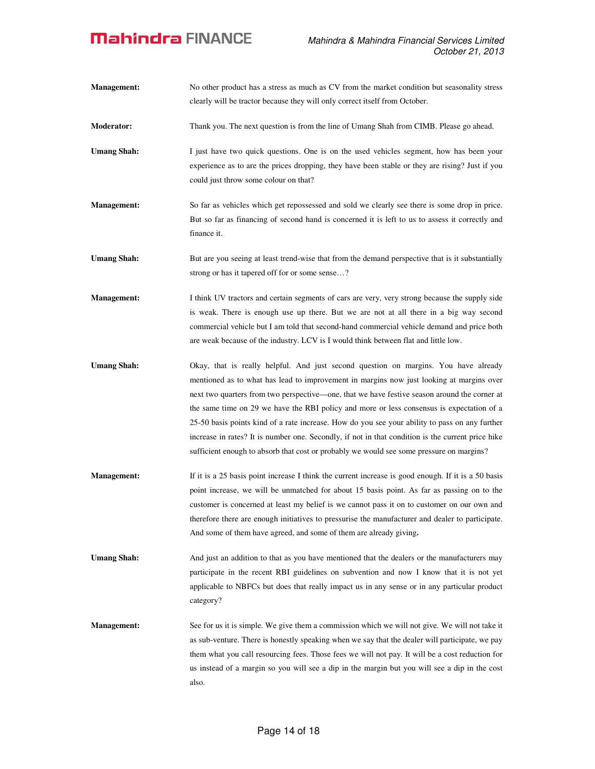**Management:** No other product has a stress as much as CV from the market condition but seasonality stress clearly will be tractor because they will only correct itself from October.

**Moderator:** Thank you. The next question is from the line of Umang Shah from CIMB. Please go ahead.

**Umang Shah:** I just have two quick questions. One is on the used vehicles segment, how has been your experience as to are the prices dropping, they have been stable or they are rising? Just if you could just throw some colour on that?

**Management:** So far as vehicles which get repossessed and sold we clearly see there is some drop in price. But so far as financing of second hand is concerned it is left to us to assess it correctly and finance it.

**Umang Shah:** But are you seeing at least trend-wise that from the demand perspective that is it substantially strong or has it tapered off for or some sense…?

**Management:** I think UV tractors and certain segments of cars are very, very strong because the supply side is weak. There is enough use up there. But we are not at all there in a big way second commercial vehicle but I am told that second-hand commercial vehicle demand and price both are weak because of the industry. LCV is I would think between flat and little low.

**Umang Shah:** Okay, that is really helpful. And just second question on margins. You have already mentioned as to what has lead to improvement in margins now just looking at margins over next two quarters from two perspective—one, that we have festive season around the corner at the same time on 29 we have the RBI policy and more or less consensus is expectation of a 25-50 basis points kind of a rate increase. How do you see your ability to pass on any further increase in rates? It is number one. Secondly, if not in that condition is the current price hike sufficient enough to absorb that cost or probably we would see some pressure on margins?

**Management:** If it is a 25 basis point increase I think the current increase is good enough. If it is a 50 basis point increase, we will be unmatched for about 15 basis point. As far as passing on to the customer is concerned at least my belief is we cannot pass it on to customer on our own and therefore there are enough initiatives to pressurise the manufacturer and dealer to participate. And some of them have agreed, and some of them are already giving**.**

**Umang Shah:** And just an addition to that as you have mentioned that the dealers or the manufacturers may participate in the recent RBI guidelines on subvention and now I know that it is not yet applicable to NBFCs but does that really impact us in any sense or in any particular product category?

**Management:** See for us it is simple. We give them a commission which we will not give. We will not take it as sub-venture. There is honestly speaking when we say that the dealer will participate, we pay them what you call resourcing fees. Those fees we will not pay. It will be a cost reduction for us instead of a margin so you will see a dip in the margin but you will see a dip in the cost also.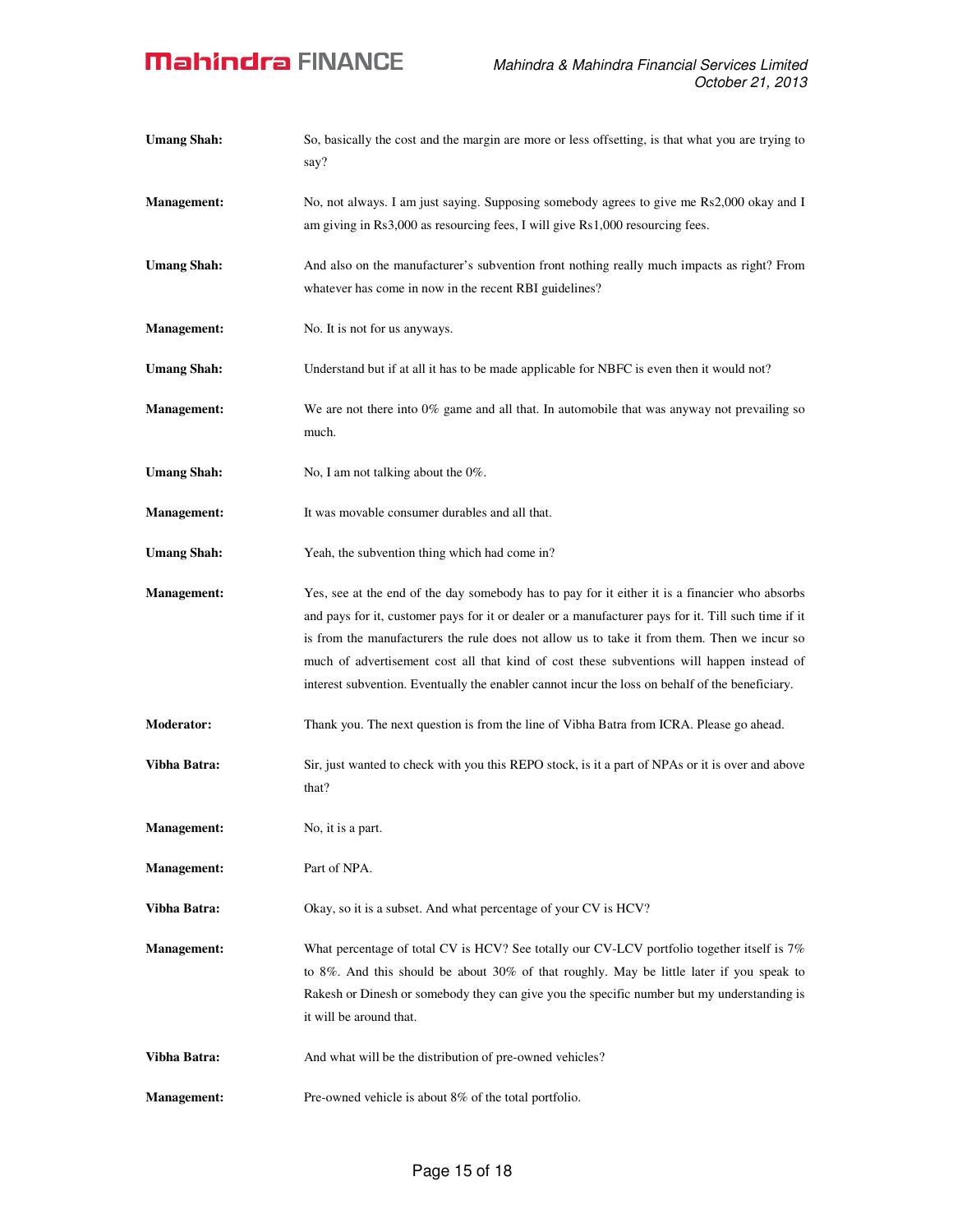**Umang Shah:** So, basically the cost and the margin are more or less offsetting, is that what you are trying to say?

**Management:** No, not always. I am just saying. Supposing somebody agrees to give me Rs2,000 okay and I am giving in Rs3,000 as resourcing fees, I will give Rs1,000 resourcing fees.

**Umang Shah:** And also on the manufacturer's subvention front nothing really much impacts as right? From whatever has come in now in the recent RBI guidelines?

**Management:** No. It is not for us anyways.

**Umang Shah:** Understand but if at all it has to be made applicable for NBFC is even then it would not?

**Management:** We are not there into 0% game and all that. In automobile that was anyway not prevailing so much.

**Umang Shah:** No, I am not talking about the 0%.

**Management:** It was movable consumer durables and all that.

**Umang Shah:** Yeah, the subvention thing which had come in?

**Management:** Yes, see at the end of the day somebody has to pay for it either it is a financier who absorbs and pays for it, customer pays for it or dealer or a manufacturer pays for it. Till such time if it is from the manufacturers the rule does not allow us to take it from them. Then we incur so much of advertisement cost all that kind of cost these subventions will happen instead of interest subvention. Eventually the enabler cannot incur the loss on behalf of the beneficiary.

**Moderator:** Thank you. The next question is from the line of Vibha Batra from ICRA. Please go ahead.

**Vibha Batra:** Sir, just wanted to check with you this REPO stock, is it a part of NPAs or it is over and above that?

**Management:** No, it is a part.

**Management:** Part of NPA.

**Vibha Batra:** Okay, so it is a subset. And what percentage of your CV is HCV?

**Management:** What percentage of total CV is HCV? See totally our CV-LCV portfolio together itself is 7% to 8%. And this should be about 30% of that roughly. May be little later if you speak to Rakesh or Dinesh or somebody they can give you the specific number but my understanding is it will be around that.

**Vibha Batra:** And what will be the distribution of pre-owned vehicles?

**Management:** Pre-owned vehicle is about 8% of the total portfolio.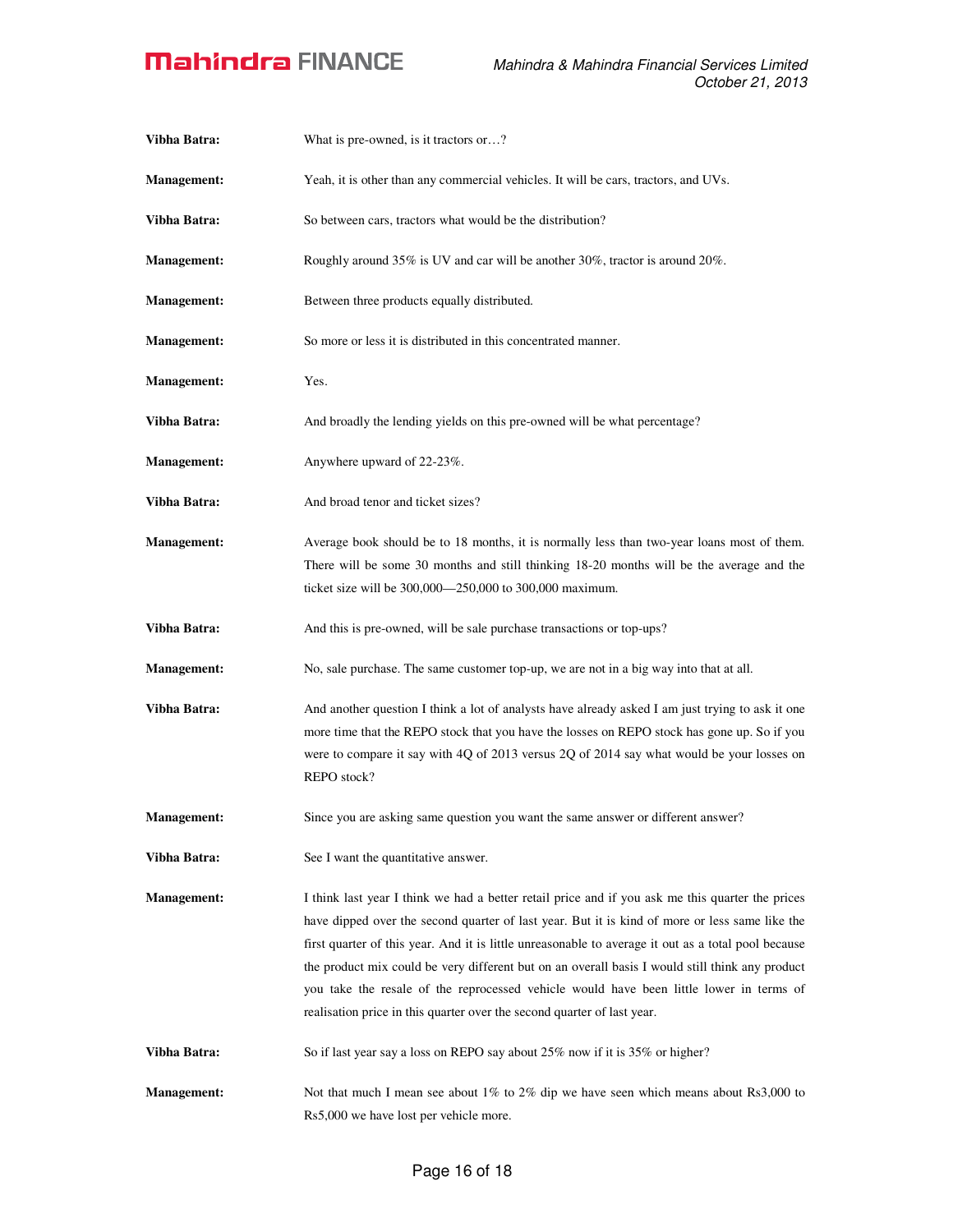**Vibha Batra:** What is pre-owned, is it tractors or…?

**Management:** Yeah, it is other than any commercial vehicles. It will be cars, tractors, and UVs.

**Vibha Batra:** So between cars, tractors what would be the distribution?

**Management:** Roughly around 35% is UV and car will be another 30%, tractor is around 20%.

**Management:** Between three products equally distributed.

**Management:** So more or less it is distributed in this concentrated manner.

**Management:** Yes.

**Vibha Batra:** And broadly the lending yields on this pre-owned will be what percentage?

**Management:** Anywhere upward of 22-23%.

**Vibha Batra:** And broad tenor and ticket sizes?

**Management:** Average book should be to 18 months, it is normally less than two-year loans most of them. There will be some 30 months and still thinking 18-20 months will be the average and the ticket size will be 300,000—250,000 to 300,000 maximum.

**Vibha Batra:** And this is pre-owned, will be sale purchase transactions or top-ups?

**Management:** No, sale purchase. The same customer top-up, we are not in a big way into that at all.

**Vibha Batra:** And another question I think a lot of analysts have already asked I am just trying to ask it one more time that the REPO stock that you have the losses on REPO stock has gone up. So if you were to compare it say with 4Q of 2013 versus 2Q of 2014 say what would be your losses on REPO stock?

**Management:** Since you are asking same question you want the same answer or different answer?

**Vibha Batra:** See I want the quantitative answer.

**Management:** I think last year I think we had a better retail price and if you ask me this quarter the prices have dipped over the second quarter of last year. But it is kind of more or less same like the first quarter of this year. And it is little unreasonable to average it out as a total pool because the product mix could be very different but on an overall basis I would still think any product you take the resale of the reprocessed vehicle would have been little lower in terms of realisation price in this quarter over the second quarter of last year.

**Vibha Batra:** So if last year say a loss on REPO say about 25% now if it is 35% or higher?

**Management:** Not that much I mean see about 1% to 2% dip we have seen which means about Rs3,000 to Rs5,000 we have lost per vehicle more.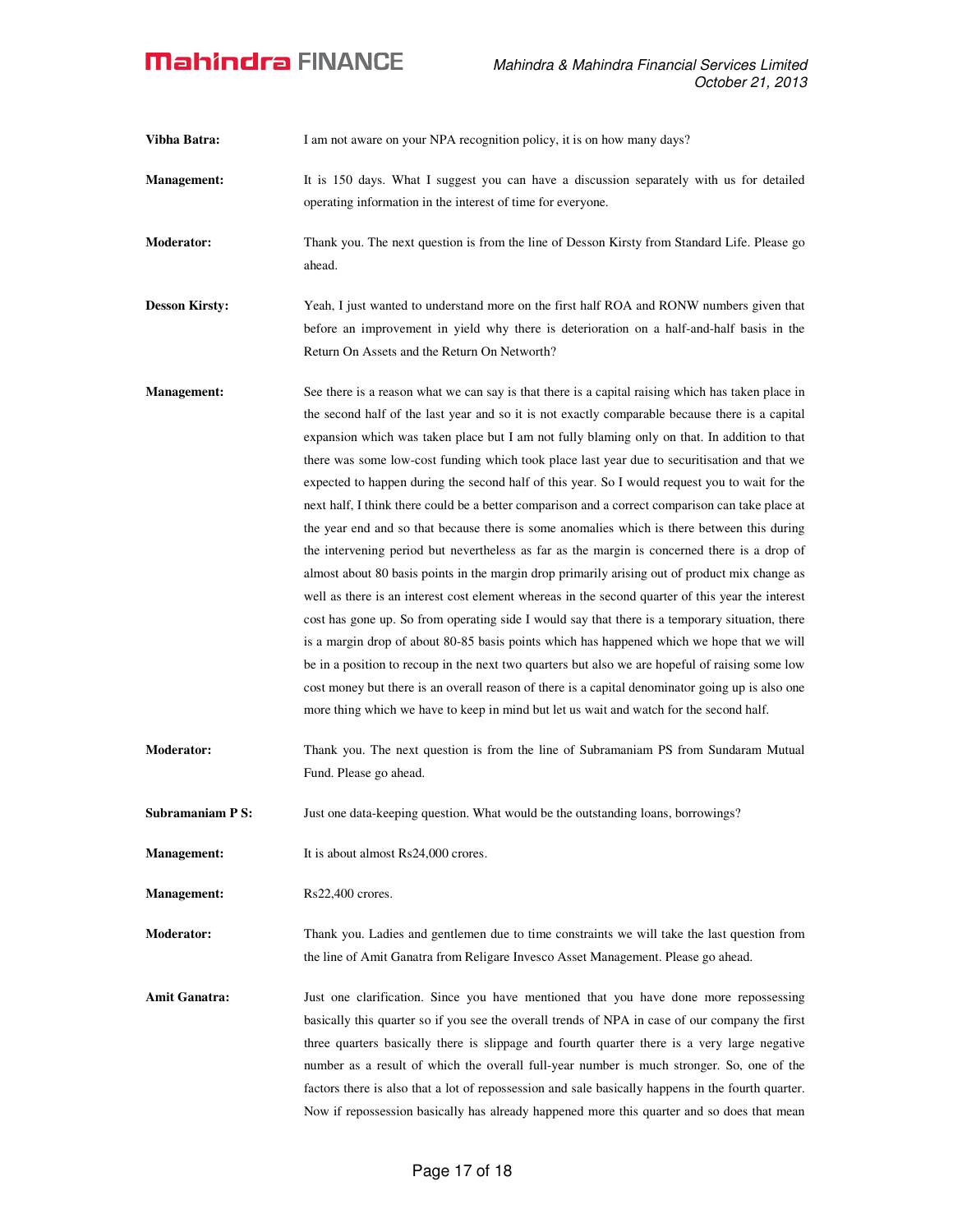**Vibha Batra:** I am not aware on your NPA recognition policy, it is on how many days?

**Management:** It is 150 days. What I suggest you can have a discussion separately with us for detailed operating information in the interest of time for everyone.

**Moderator:** Thank you. The next question is from the line of Desson Kirsty from Standard Life. Please go ahead.

**Desson Kirsty:** Yeah, I just wanted to understand more on the first half ROA and RONW numbers given that before an improvement in yield why there is deterioration on a half-and-half basis in the Return On Assets and the Return On Networth?

**Management:** See there is a reason what we can say is that there is a capital raising which has taken place in the second half of the last year and so it is not exactly comparable because there is a capital expansion which was taken place but I am not fully blaming only on that. In addition to that there was some low-cost funding which took place last year due to securitisation and that we expected to happen during the second half of this year. So I would request you to wait for the next half, I think there could be a better comparison and a correct comparison can take place at the year end and so that because there is some anomalies which is there between this during the intervening period but nevertheless as far as the margin is concerned there is a drop of almost about 80 basis points in the margin drop primarily arising out of product mix change as well as there is an interest cost element whereas in the second quarter of this year the interest cost has gone up. So from operating side I would say that there is a temporary situation, there is a margin drop of about 80-85 basis points which has happened which we hope that we will be in a position to recoup in the next two quarters but also we are hopeful of raising some low cost money but there is an overall reason of there is a capital denominator going up is also one more thing which we have to keep in mind but let us wait and watch for the second half.

**Moderator:** Thank you. The next question is from the line of Subramaniam PS from Sundaram Mutual Fund. Please go ahead.

**Subramaniam P S:** Just one data-keeping question. What would be the outstanding loans, borrowings?

**Management:** It is about almost Rs24,000 crores.

**Management:** Rs22,400 crores.

**Moderator:** Thank you. Ladies and gentlemen due to time constraints we will take the last question from the line of Amit Ganatra from Religare Invesco Asset Management. Please go ahead.

**Amit Ganatra:** Just one clarification. Since you have mentioned that you have done more repossessing basically this quarter so if you see the overall trends of NPA in case of our company the first three quarters basically there is slippage and fourth quarter there is a very large negative number as a result of which the overall full-year number is much stronger. So, one of the factors there is also that a lot of repossession and sale basically happens in the fourth quarter. Now if repossession basically has already happened more this quarter and so does that mean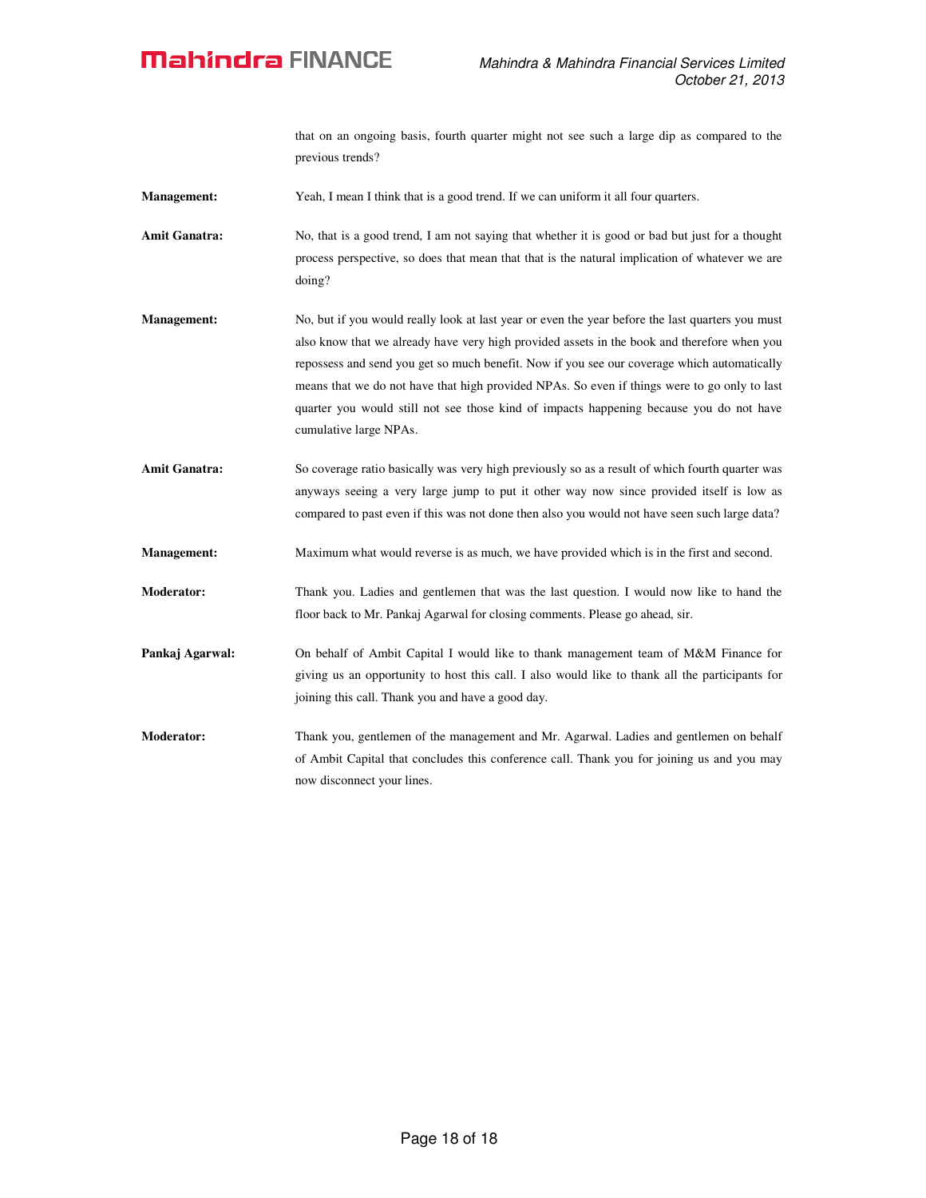that on an ongoing basis, fourth quarter might not see such a large dip as compared to the previous trends?

**Management:** Yeah, I mean I think that is a good trend. If we can uniform it all four quarters.

**Amit Ganatra:** No, that is a good trend, I am not saying that whether it is good or bad but just for a thought process perspective, so does that mean that that is the natural implication of whatever we are doing?

**Management:** No, but if you would really look at last year or even the year before the last quarters you must also know that we already have very high provided assets in the book and therefore when you repossess and send you get so much benefit. Now if you see our coverage which automatically means that we do not have that high provided NPAs. So even if things were to go only to last quarter you would still not see those kind of impacts happening because you do not have cumulative large NPAs.

**Amit Ganatra:** So coverage ratio basically was very high previously so as a result of which fourth quarter was anyways seeing a very large jump to put it other way now since provided itself is low as compared to past even if this was not done then also you would not have seen such large data?

**Management:** Maximum what would reverse is as much, we have provided which is in the first and second.

**Moderator:** Thank you. Ladies and gentlemen that was the last question. I would now like to hand the floor back to Mr. Pankaj Agarwal for closing comments. Please go ahead, sir.

**Pankaj Agarwal:** On behalf of Ambit Capital I would like to thank management team of M&M Finance for giving us an opportunity to host this call. I also would like to thank all the participants for joining this call. Thank you and have a good day.

**Moderator:** Thank you, gentlemen of the management and Mr. Agarwal. Ladies and gentlemen on behalf of Ambit Capital that concludes this conference call. Thank you for joining us and you may now disconnect your lines.